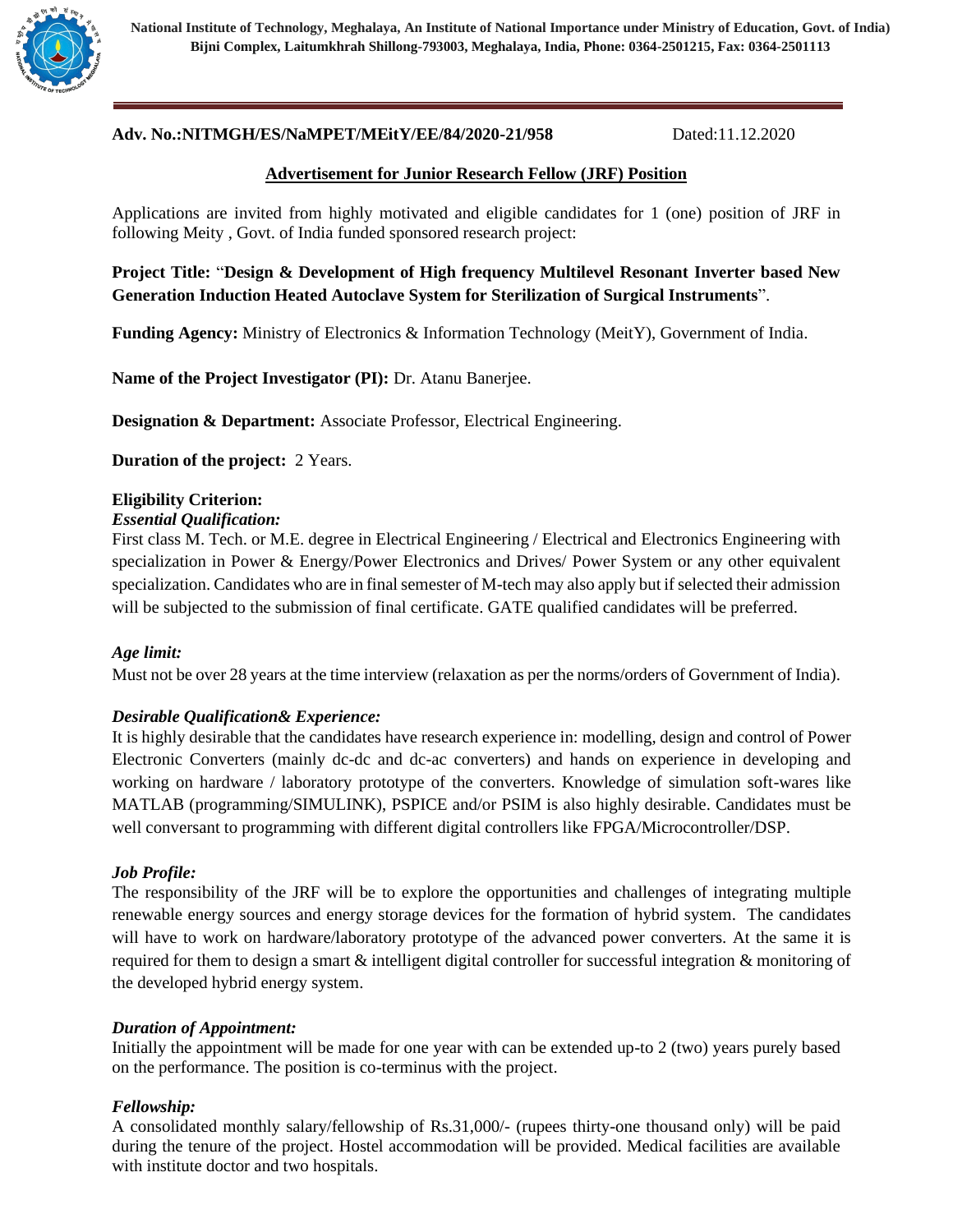National Institute of Technology, Meghalaya, An Institute of National Importance under Ministry of Education, Govt. of India)
Bijni Complex, Laitumkhrah Shillong-793003, Meghalaya, India, Phone: 0364-2501215, Fax: 0364-2501113

**Adv. No.:NITMGH/ES/NaMPET/MEitY/EE/84/2020-21/958** Dated:11.12.2020

## Advertisement for Junior Research Fellow (JRF) Position

Applications are invited from highly motivated and eligible candidates for 1 (one) position of JRF in following Meity , Govt. of India funded sponsored research project:

**Project Title:** "**Design & Development of High frequency Multilevel Resonant Inverter based New Generation Induction Heated Autoclave System for Sterilization of Surgical Instruments**".

**Funding Agency:** Ministry of Electronics & Information Technology (MeitY), Government of India.

**Name of the Project Investigator (PI):** Dr. Atanu Banerjee.

**Designation & Department:** Associate Professor, Electrical Engineering.

**Duration of the project:** 2 Years.

**Eligibility Criterion:**

***Essential Qualification:***

First class M. Tech. or M.E. degree in Electrical Engineering / Electrical and Electronics Engineering with specialization in Power & Energy/Power Electronics and Drives/ Power System or any other equivalent specialization. Candidates who are in final semester of M-tech may also apply but if selected their admission will be subjected to the submission of final certificate. GATE qualified candidates will be preferred.

***Age limit:***

Must not be over 28 years at the time interview (relaxation as per the norms/orders of Government of India).

***Desirable Qualification& Experience:***

It is highly desirable that the candidates have research experience in: modelling, design and control of Power Electronic Converters (mainly dc-dc and dc-ac converters) and hands on experience in developing and working on hardware / laboratory prototype of the converters. Knowledge of simulation soft-wares like MATLAB (programming/SIMULINK), PSPICE and/or PSIM is also highly desirable. Candidates must be well conversant to programming with different digital controllers like FPGA/Microcontroller/DSP.

***Job Profile:***

The responsibility of the JRF will be to explore the opportunities and challenges of integrating multiple renewable energy sources and energy storage devices for the formation of hybrid system. The candidates will have to work on hardware/laboratory prototype of the advanced power converters. At the same it is required for them to design a smart & intelligent digital controller for successful integration & monitoring of the developed hybrid energy system.

***Duration of Appointment:***

Initially the appointment will be made for one year with can be extended up-to 2 (two) years purely based on the performance. The position is co-terminus with the project.

***Fellowship:***

A consolidated monthly salary/fellowship of Rs.31,000/- (rupees thirty-one thousand only) will be paid during the tenure of the project. Hostel accommodation will be provided. Medical facilities are available with institute doctor and two hospitals.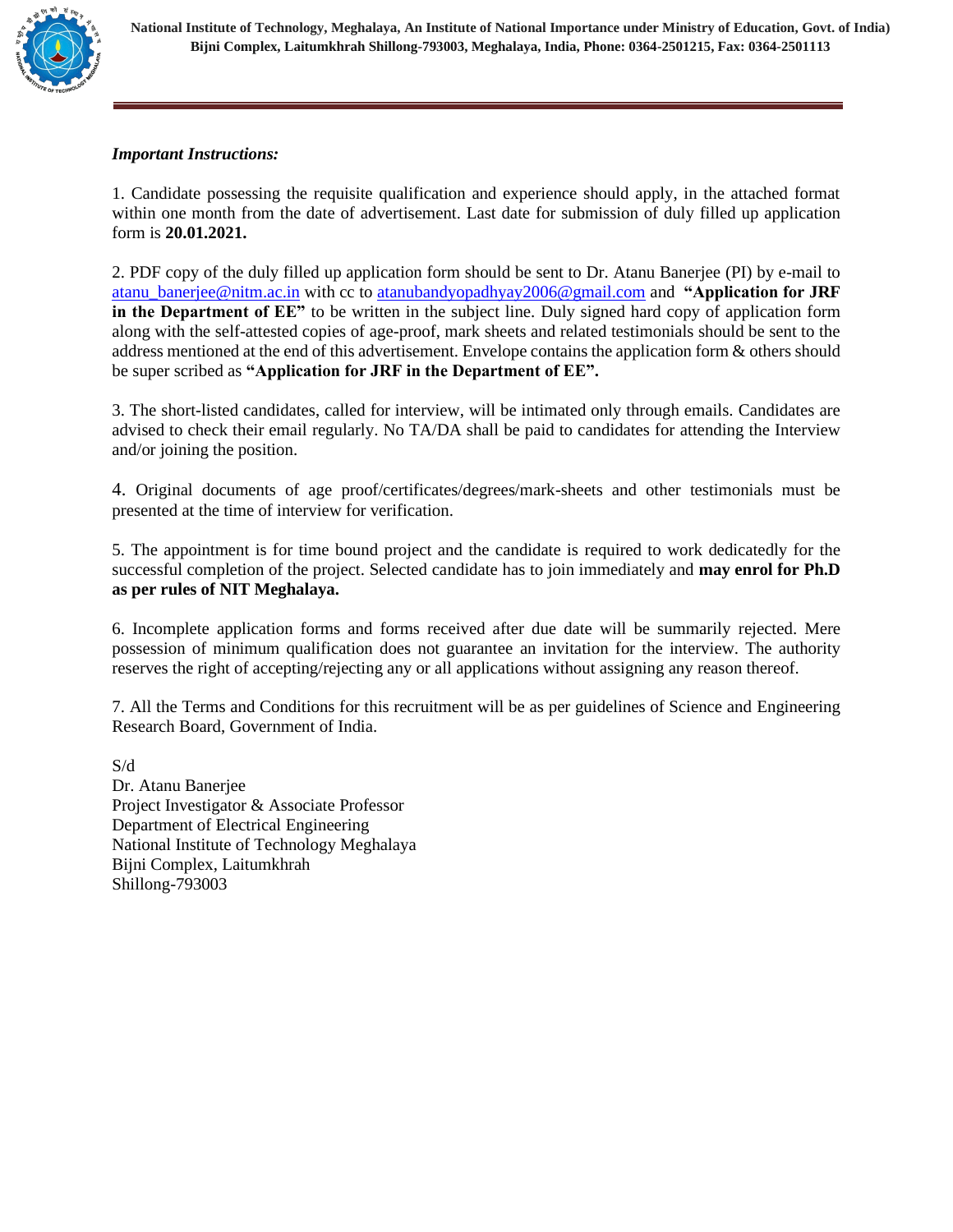*Important Instructions:*

1. Candidate possessing the requisite qualification and experience should apply, in the attached format within one month from the date of advertisement. Last date for submission of duly filled up application form is **20.01.2021.**

2. PDF copy of the duly filled up application form should be sent to Dr. Atanu Banerjee (PI) by e-mail to atanu_banerjee@nitm.ac.in with cc to atanubandyopadhyay2006@gmail.com and **"Application for JRF in the Department of EE"** to be written in the subject line. Duly signed hard copy of application form along with the self-attested copies of age-proof, mark sheets and related testimonials should be sent to the address mentioned at the end of this advertisement. Envelope contains the application form & others should be super scribed as **"Application for JRF in the Department of EE".**

3. The short-listed candidates, called for interview, will be intimated only through emails. Candidates are advised to check their email regularly. No TA/DA shall be paid to candidates for attending the Interview and/or joining the position.

4. Original documents of age proof/certificates/degrees/mark-sheets and other testimonials must be presented at the time of interview for verification.

5. The appointment is for time bound project and the candidate is required to work dedicatedly for the successful completion of the project. Selected candidate has to join immediately and **may enrol for Ph.D as per rules of NIT Meghalaya.**

6. Incomplete application forms and forms received after due date will be summarily rejected. Mere possession of minimum qualification does not guarantee an invitation for the interview. The authority reserves the right of accepting/rejecting any or all applications without assigning any reason thereof.

7. All the Terms and Conditions for this recruitment will be as per guidelines of Science and Engineering Research Board, Government of India.

S/d
Dr. Atanu Banerjee
Project Investigator & Associate Professor
Department of Electrical Engineering
National Institute of Technology Meghalaya
Bijni Complex, Laitumkhrah
Shillong-793003